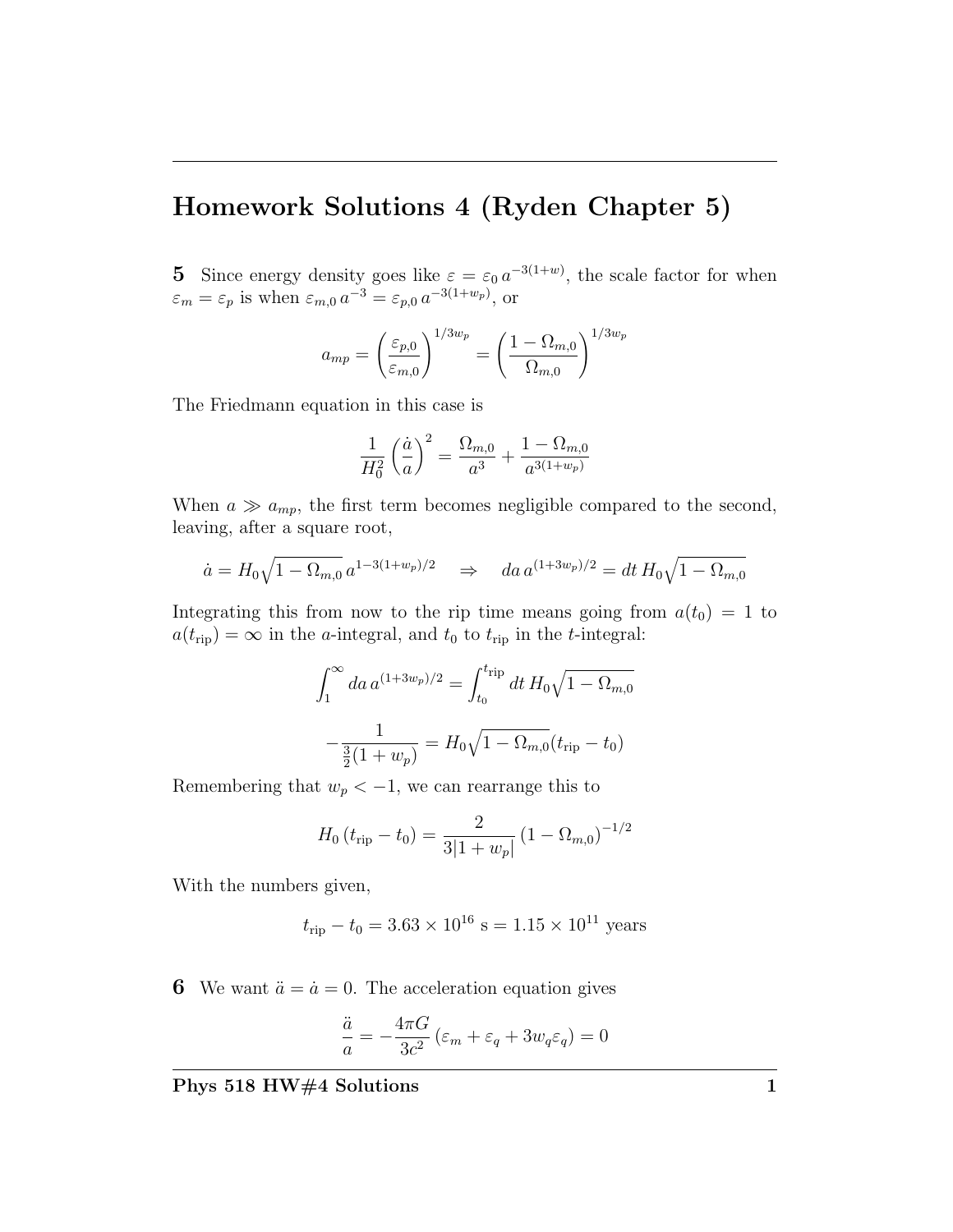# Homework Solutions 4 (Ryden Chapter 5)

**5** Since energy density goes like $\varepsilon = \varepsilon_0 \, a^{-3(1+w)}$, the scale factor for when $\varepsilon_m = \varepsilon_p$ is when $\varepsilon_{m,0} \, a^{-3} = \varepsilon_{p,0} \, a^{-3(1+w_p)}$, or

$$a_{mp} = \left( \frac{\varepsilon_{p,0}}{\varepsilon_{m,0}} \right)^{1/3w_p} = \left( \frac{1 - \Omega_{m,0}}{\Omega_{m,0}} \right)^{1/3w_p}$$

The Friedmann equation in this case is

$$\frac{1}{H_0^2} \left( \frac{\dot{a}}{a} \right)^2 = \frac{\Omega_{m,0}}{a^3} + \frac{1 - \Omega_{m,0}}{a^{3(1+w_p)}}$$

When $a \gg a_{mp}$, the first term becomes negligible compared to the second, leaving, after a square root,

$$\dot{a} = H_0 \sqrt{1 - \Omega_{m,0}} \, a^{1-3(1+w_p)/2} \quad \Rightarrow \quad da \, a^{(1+3w_p)/2} = dt \, H_0 \sqrt{1 - \Omega_{m,0}}$$

Integrating this from now to the rip time means going from $a(t_0) = 1$ to $a(t_{\text{rip}}) = \infty$ in the $a$-integral, and $t_0$ to $t_{\text{rip}}$ in the $t$-integral:

$$\int_1^\infty da \, a^{(1+3w_p)/2} = \int_{t_0}^{t_{\text{rip}}} dt \, H_0 \sqrt{1 - \Omega_{m,0}}$$

$$-\frac{1}{\frac{3}{2}(1 + w_p)} = H_0 \sqrt{1 - \Omega_{m,0}} (t_{\text{rip}} - t_0)$$

Remembering that $w_p < -1$, we can rearrange this to

$$H_0 \, (t_{\text{rip}} - t_0) = \frac{2}{3|1 + w_p|} \, (1 - \Omega_{m,0})^{-1/2}$$

With the numbers given,

$$t_{\text{rip}} - t_0 = 3.63 \times 10^{16} \text{ s} = 1.15 \times 10^{11} \text{ years}$$

**6** We want $\ddot{a} = \dot{a} = 0$. The acceleration equation gives

$$\frac{\ddot{a}}{a} = -\frac{4\pi G}{3c^2} \left( \varepsilon_m + \varepsilon_q + 3w_q \varepsilon_q \right) = 0$$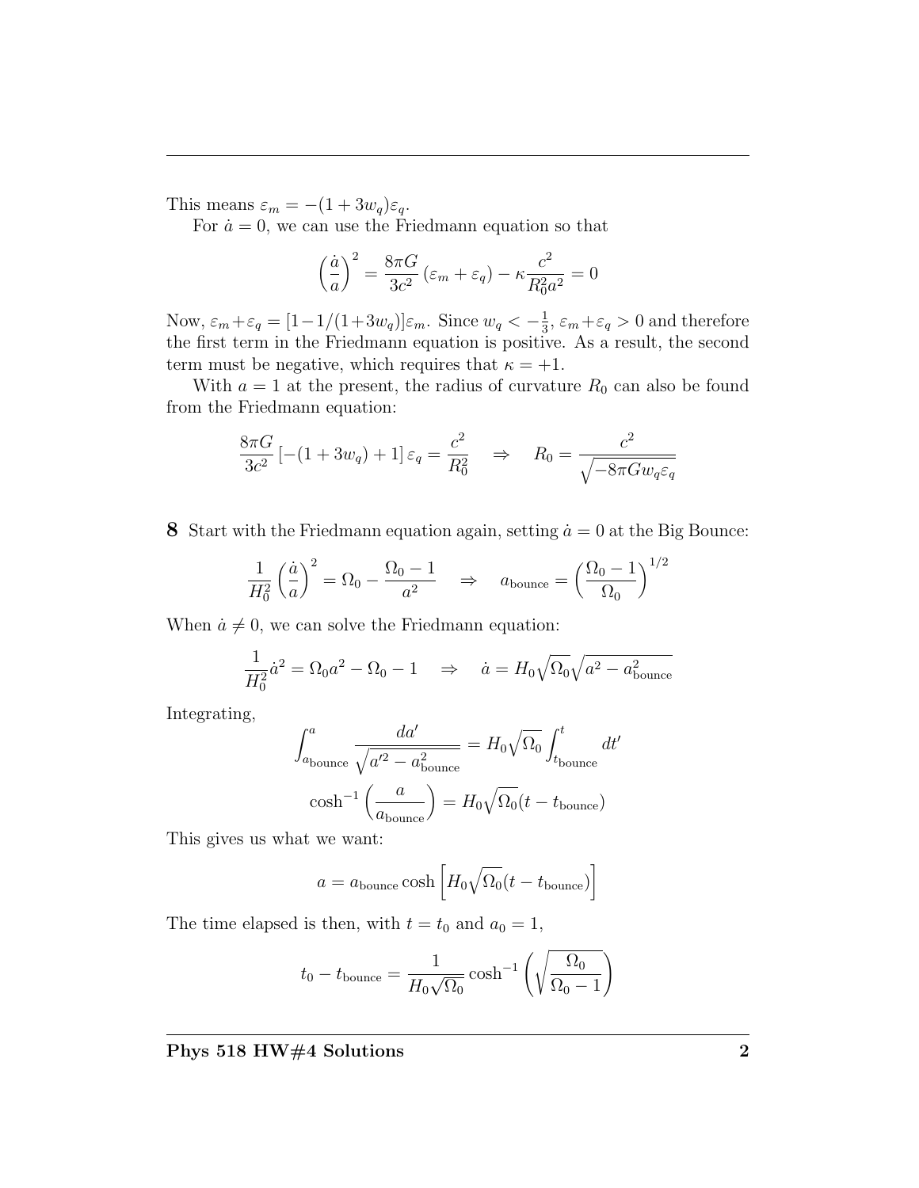This means $\varepsilon_m = -(1 + 3w_q)\varepsilon_q$.

For $\dot{a} = 0$, we can use the Friedmann equation so that

$$\left(\frac{\dot{a}}{a}\right)^2 = \frac{8\pi G}{3c^2}\left(\varepsilon_m + \varepsilon_q\right) - \kappa \frac{c^2}{R_0^2 a^2} = 0$$

Now, $\varepsilon_m + \varepsilon_q = [1 - 1/(1+3w_q)]\varepsilon_m$. Since $w_q < -\frac{1}{3}$, $\varepsilon_m + \varepsilon_q > 0$ and therefore the first term in the Friedmann equation is positive. As a result, the second term must be negative, which requires that $\kappa = +1$.

With $a = 1$ at the present, the radius of curvature $R_0$ can also be found from the Friedmann equation:

$$\frac{8\pi G}{3c^2}\left[-(1+3w_q) + 1\right]\varepsilon_q = \frac{c^2}{R_0^2} \quad \Rightarrow \quad R_0 = \frac{c^2}{\sqrt{-8\pi G w_q \varepsilon_q}}$$

**8** Start with the Friedmann equation again, setting $\dot{a} = 0$ at the Big Bounce:

$$\frac{1}{H_0^2}\left(\frac{\dot{a}}{a}\right)^2 = \Omega_0 - \frac{\Omega_0 - 1}{a^2} \quad \Rightarrow \quad a_{\text{bounce}} = \left(\frac{\Omega_0 - 1}{\Omega_0}\right)^{1/2}$$

When $\dot{a} \neq 0$, we can solve the Friedmann equation:

$$\frac{1}{H_0^2}\dot{a}^2 = \Omega_0 a^2 - \Omega_0 - 1 \quad \Rightarrow \quad \dot{a} = H_0\sqrt{\Omega_0}\sqrt{a^2 - a_{\text{bounce}}^2}$$

Integrating,

$$\int_{a_{\text{bounce}}}^{a} \frac{da'}{\sqrt{a'^2 - a_{\text{bounce}}^2}} = H_0\sqrt{\Omega_0}\int_{t_{\text{bounce}}}^{t} dt'$$

$$\cosh^{-1}\left(\frac{a}{a_{\text{bounce}}}\right) = H_0\sqrt{\Omega_0}(t - t_{\text{bounce}})$$

This gives us what we want:

$$a = a_{\text{bounce}}\cosh\left[H_0\sqrt{\Omega_0}(t - t_{\text{bounce}})\right]$$

The time elapsed is then, with $t = t_0$ and $a_0 = 1$,

$$t_0 - t_{\text{bounce}} = \frac{1}{H_0\sqrt{\Omega_0}}\cosh^{-1}\left(\sqrt{\frac{\Omega_0}{\Omega_0 - 1}}\right)$$